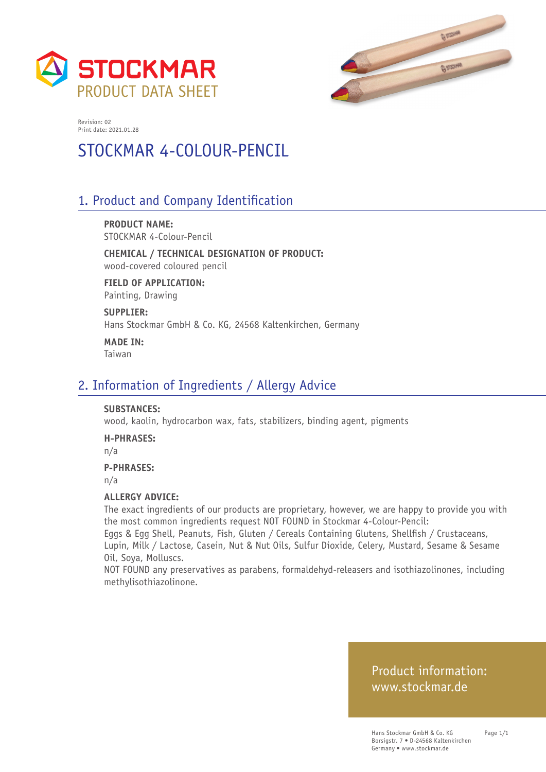STOCKMAR
PRODUCT DATA SHEET

Revision: 02
Print date: 2021.01.28

# STOCKMAR 4-COLOUR-PENCIL

## 1. Product and Company Identification

**PRODUCT NAME:**
STOCKMAR 4-Colour-Pencil

**CHEMICAL / TECHNICAL DESIGNATION OF PRODUCT:**
wood-covered coloured pencil

**FIELD OF APPLICATION:**
Painting, Drawing

**SUPPLIER:**
Hans Stockmar GmbH & Co. KG, 24568 Kaltenkirchen, Germany

**MADE IN:**
Taiwan

## 2. Information of Ingredients / Allergy Advice

**SUBSTANCES:**
wood, kaolin, hydrocarbon wax, fats, stabilizers, binding agent, pigments

**H-PHRASES:**
n/a

**P-PHRASES:**
n/a

**ALLERGY ADVICE:**
The exact ingredients of our products are proprietary, however, we are happy to provide you with the most common ingredients request NOT FOUND in Stockmar 4-Colour-Pencil:
Eggs & Egg Shell, Peanuts, Fish, Gluten / Cereals Containing Glutens, Shellfish / Crustaceans, Lupin, Milk / Lactose, Casein, Nut & Nut Oils, Sulfur Dioxide, Celery, Mustard, Sesame & Sesame Oil, Soya, Molluscs.
NOT FOUND any preservatives as parabens, formaldehyd-releasers and isothiazolinones, including methylisothiazolinone.

Product information:
www.stockmar.de

Hans Stockmar GmbH & Co. KG
Borsigstr. 7 • D-24568 Kaltenkirchen
Germany • www.stockmar.de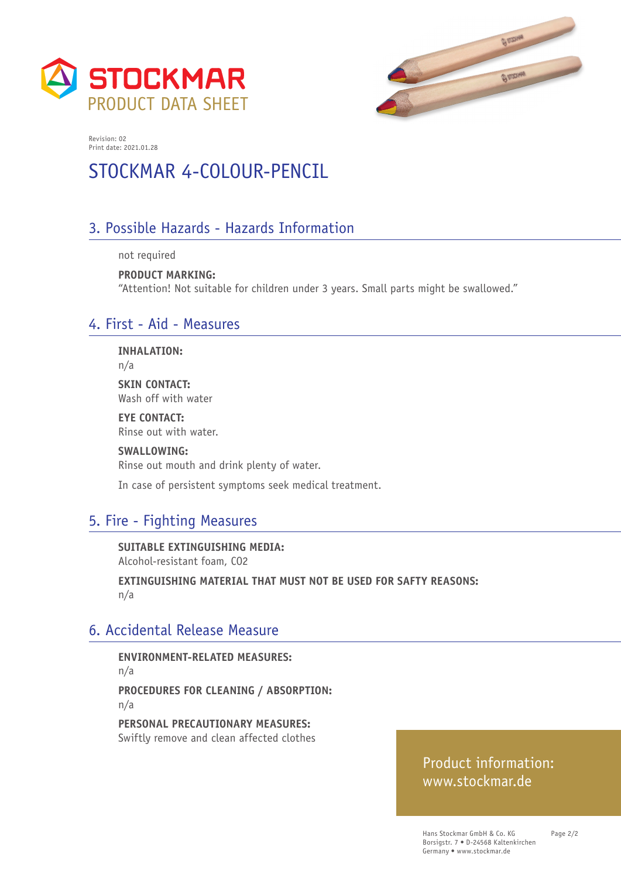# STOCKMAR PRODUCT DATA SHEET

Revision: 02
Print date: 2021.01.28

# STOCKMAR 4-COLOUR-PENCIL

## 3. Possible Hazards - Hazards Information

not required

**PRODUCT MARKING:**
“Attention! Not suitable for children under 3 years. Small parts might be swallowed.”

## 4. First - Aid - Measures

**INHALATION:**
n/a

**SKIN CONTACT:**
Wash off with water

**EYE CONTACT:**
Rinse out with water.

**SWALLOWING:**
Rinse out mouth and drink plenty of water.

In case of persistent symptoms seek medical treatment.

## 5. Fire - Fighting Measures

**SUITABLE EXTINGUISHING MEDIA:**
Alcohol-resistant foam, C02

**EXTINGUISHING MATERIAL THAT MUST NOT BE USED FOR SAFTY REASONS:**
n/a

## 6. Accidental Release Measure

**ENVIRONMENT-RELATED MEASURES:**
n/a

**PROCEDURES FOR CLEANING / ABSORPTION:**
n/a

**PERSONAL PRECAUTIONARY MEASURES:**
Swiftly remove and clean affected clothes

Product information:
www.stockmar.de

Hans Stockmar GmbH & Co. KG
Borsigstr. 7 • D-24568 Kaltenkirchen
Germany • www.stockmar.de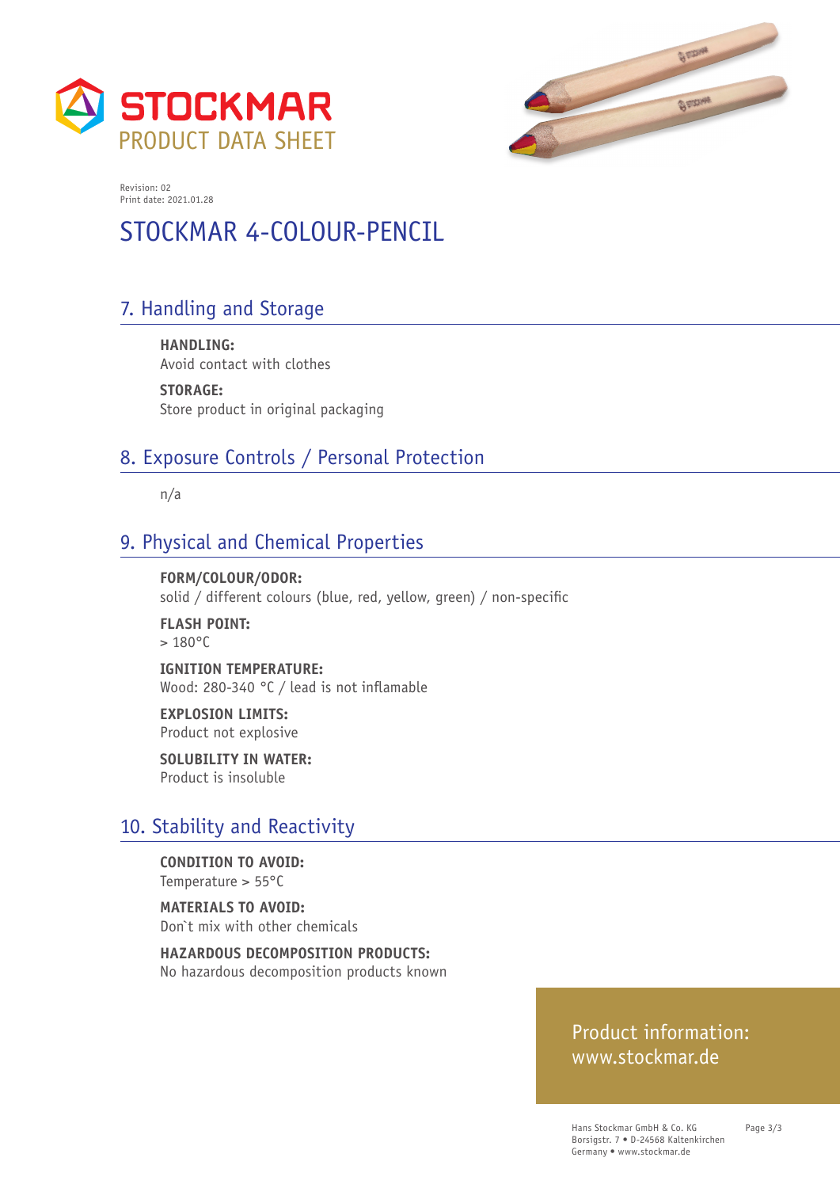STOCKMAR
PRODUCT DATA SHEET

Revision: 02
Print date: 2021.01.28

# STOCKMAR 4-COLOUR-PENCIL

## 7. Handling and Storage

**HANDLING:**
Avoid contact with clothes

**STORAGE:**
Store product in original packaging

## 8. Exposure Controls / Personal Protection

n/a

## 9. Physical and Chemical Properties

**FORM/COLOUR/ODOR:**
solid / different colours (blue, red, yellow, green) / non-specific

**FLASH POINT:**
> 180°C

**IGNITION TEMPERATURE:**
Wood: 280-340 °C / lead is not inflamable

**EXPLOSION LIMITS:**
Product not explosive

**SOLUBILITY IN WATER:**
Product is insoluble

## 10. Stability and Reactivity

**CONDITION TO AVOID:**
Temperature > 55°C

**MATERIALS TO AVOID:**
Don`t mix with other chemicals

**HAZARDOUS DECOMPOSITION PRODUCTS:**
No hazardous decomposition products known

Product information:
www.stockmar.de

Hans Stockmar GmbH & Co. KG
Borsigstr. 7 • D-24568 Kaltenkirchen
Germany • www.stockmar.de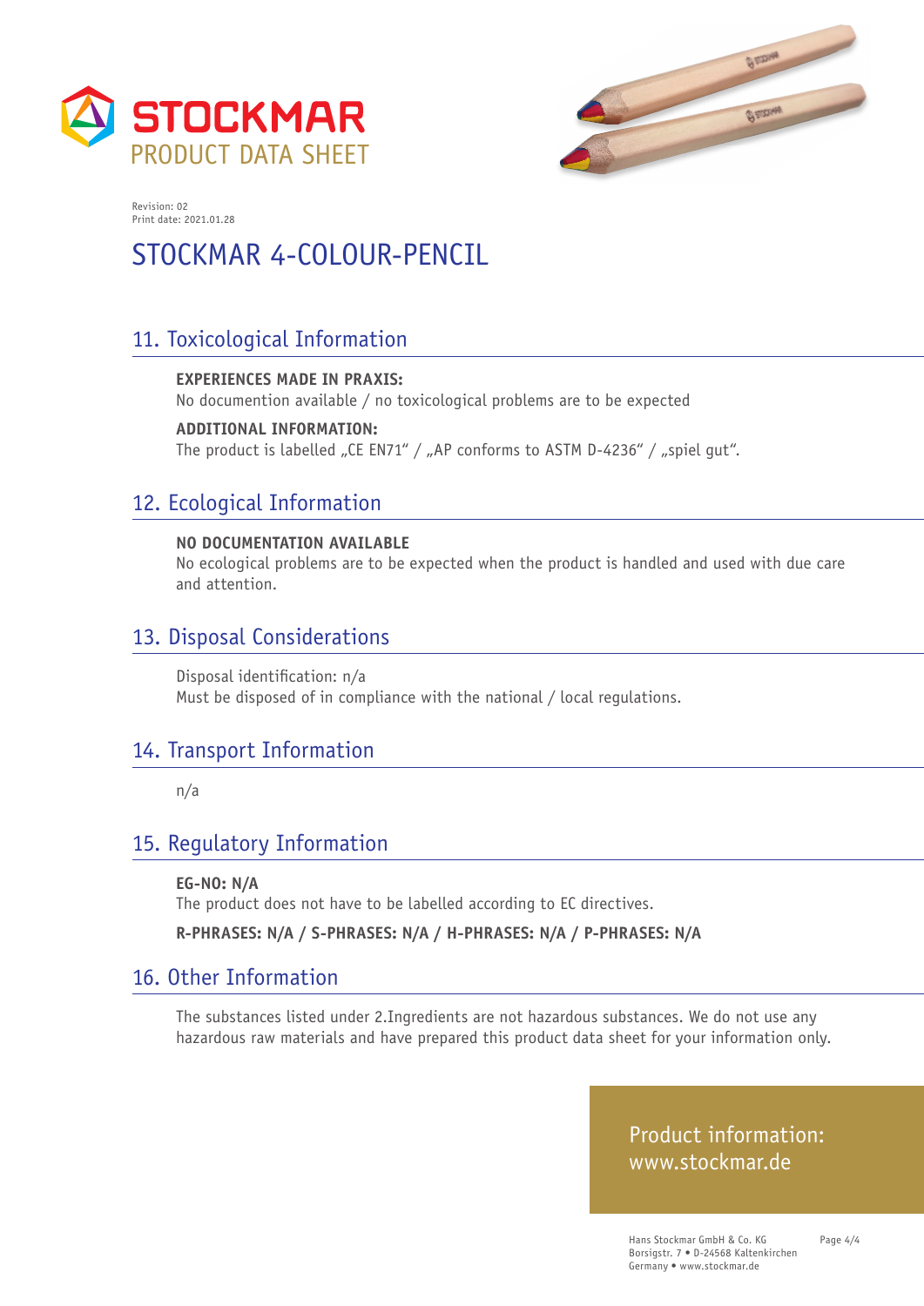STOCKMAR
PRODUCT DATA SHEET

Revision: 02
Print date: 2021.01.28

# STOCKMAR 4-COLOUR-PENCIL

## 11. Toxicological Information

**EXPERIENCES MADE IN PRAXIS:**
No documention available / no toxicological problems are to be expected

**ADDITIONAL INFORMATION:**
The product is labelled „CE EN71" / „AP conforms to ASTM D-4236" / „spiel gut".

## 12. Ecological Information

**NO DOCUMENTATION AVAILABLE**
No ecological problems are to be expected when the product is handled and used with due care and attention.

## 13. Disposal Considerations

Disposal identification: n/a
Must be disposed of in compliance with the national / local regulations.

## 14. Transport Information

n/a

## 15. Regulatory Information

**EG-NO: N/A**
The product does not have to be labelled according to EC directives.

**R-PHRASES: N/A / S-PHRASES: N/A / H-PHRASES: N/A / P-PHRASES: N/A**

## 16. Other Information

The substances listed under 2.Ingredients are not hazardous substances. We do not use any hazardous raw materials and have prepared this product data sheet for your information only.

Product information:
www.stockmar.de

Hans Stockmar GmbH & Co. KG
Borsigstr. 7 • D-24568 Kaltenkirchen
Germany • www.stockmar.de